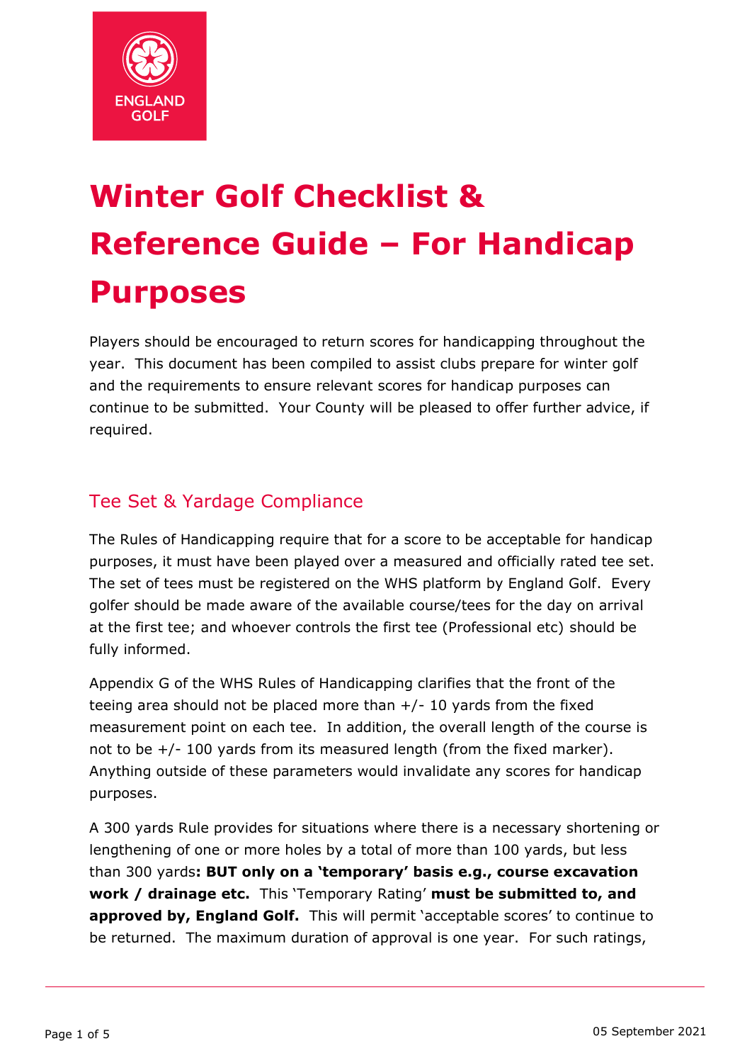# Winter Golf Checklist & Reference Guide – For Handicap Purposes

Players should be encouraged to return scores for handicapping throughout the year. This document has been compiled to assist clubs prepare for winter golf and the requirements to ensure relevant scores for handicap purposes can continue to be submitted. Your County will be pleased to offer further advice, if required.

## Tee Set & Yardage Compliance

The Rules of Handicapping require that for a score to be acceptable for handicap purposes, it must have been played over a measured and officially rated tee set. The set of tees must be registered on the WHS platform by England Golf. Every golfer should be made aware of the available course/tees for the day on arrival at the first tee; and whoever controls the first tee (Professional etc) should be fully informed.

Appendix G of the WHS Rules of Handicapping clarifies that the front of the teeing area should not be placed more than +/- 10 yards from the fixed measurement point on each tee. In addition, the overall length of the course is not to be +/- 100 yards from its measured length (from the fixed marker). Anything outside of these parameters would invalidate any scores for handicap purposes.

A 300 yards Rule provides for situations where there is a necessary shortening or lengthening of one or more holes by a total of more than 100 yards, but less than 300 yards**: BUT only on a 'temporary' basis e.g., course excavation work / drainage etc.** This 'Temporary Rating' **must be submitted to, and approved by, England Golf.** This will permit 'acceptable scores' to continue to be returned. The maximum duration of approval is one year. For such ratings,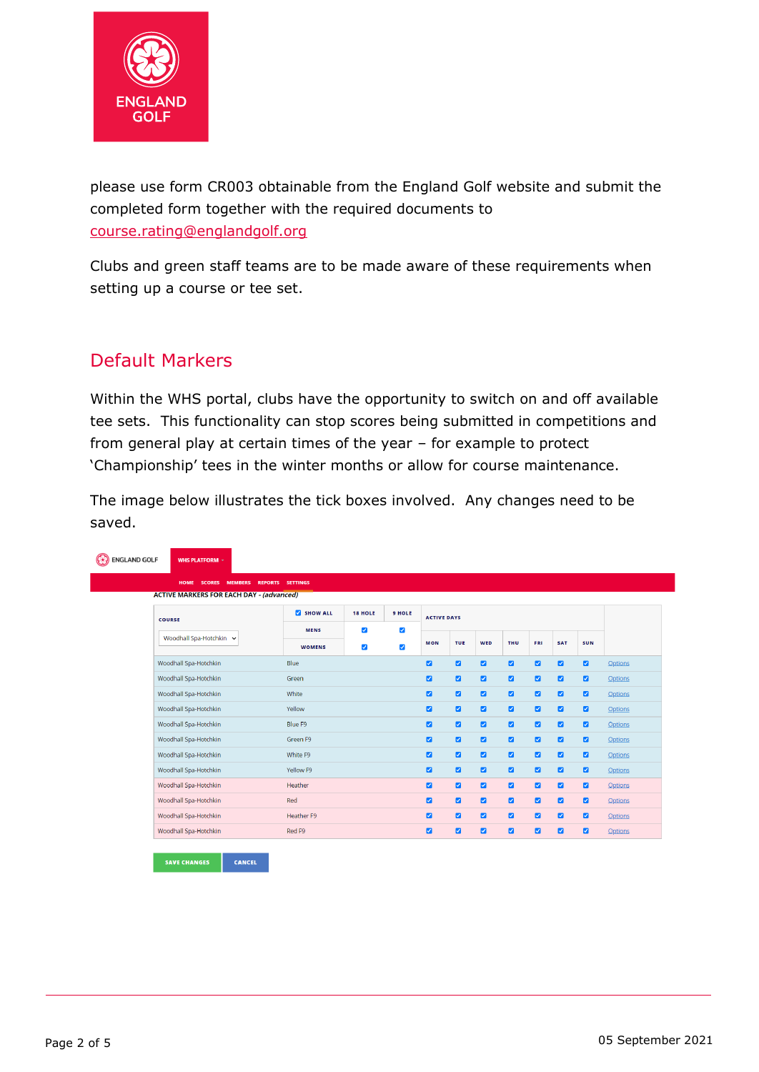please use form CR003 obtainable from the England Golf website and submit the completed form together with the required documents to course.rating@englandgolf.org

Clubs and green staff teams are to be made aware of these requirements when setting up a course or tee set.

## Default Markers

Within the WHS portal, clubs have the opportunity to switch on and off available tee sets. This functionality can stop scores being submitted in competitions and from general play at certain times of the year – for example to protect 'Championship' tees in the winter months or allow for course maintenance.

The image below illustrates the tick boxes involved. Any changes need to be saved.

ENGLAND GOLF | WHS PLATFORM

HOME SCORES MEMBERS REPORTS SETTINGS

ACTIVE MARKERS FOR EACH DAY - *(advanced)*

| COURSE | ☑ SHOW ALL | 18 HOLE | 9 HOLE | ACTIVE DAYS | | | | | | | |
|---|---|---|---|---|---|---|---|---|---|---|---|
| Woodhall Spa-Hotchkin | MENS | ☑ | ☑ | | | | | | | | |
| | WOMENS | ☑ | ☑ | MON | TUE | WED | THU | FRI | SAT | SUN | |
| Woodhall Spa-Hotchkin | Blue | | | ☑ | ☑ | ☑ | ☑ | ☑ | ☑ | ☑ | Options |
| Woodhall Spa-Hotchkin | Green | | | ☑ | ☑ | ☑ | ☑ | ☑ | ☑ | ☑ | Options |
| Woodhall Spa-Hotchkin | White | | | ☑ | ☑ | ☑ | ☑ | ☑ | ☑ | ☑ | Options |
| Woodhall Spa-Hotchkin | Yellow | | | ☑ | ☑ | ☑ | ☑ | ☑ | ☑ | ☑ | Options |
| Woodhall Spa-Hotchkin | Blue F9 | | | ☑ | ☑ | ☑ | ☑ | ☑ | ☑ | ☑ | Options |
| Woodhall Spa-Hotchkin | Green F9 | | | ☑ | ☑ | ☑ | ☑ | ☑ | ☑ | ☑ | Options |
| Woodhall Spa-Hotchkin | White F9 | | | ☑ | ☑ | ☑ | ☑ | ☑ | ☑ | ☑ | Options |
| Woodhall Spa-Hotchkin | Yellow F9 | | | ☑ | ☑ | ☑ | ☑ | ☑ | ☑ | ☑ | Options |
| Woodhall Spa-Hotchkin | Heather | | | ☑ | ☑ | ☑ | ☑ | ☑ | ☑ | ☑ | Options |
| Woodhall Spa-Hotchkin | Red | | | ☑ | ☑ | ☑ | ☑ | ☑ | ☑ | ☑ | Options |
| Woodhall Spa-Hotchkin | Heather F9 | | | ☑ | ☑ | ☑ | ☑ | ☑ | ☑ | ☑ | Options |
| Woodhall Spa-Hotchkin | Red F9 | | | ☑ | ☑ | ☑ | ☑ | ☑ | ☑ | ☑ | Options |

SAVE CHANGES | CANCEL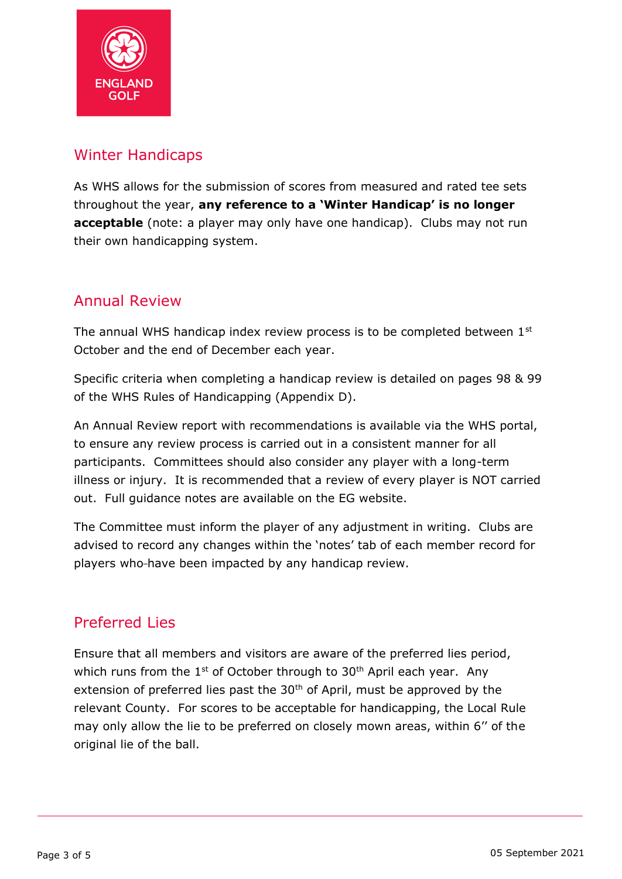## Winter Handicaps

As WHS allows for the submission of scores from measured and rated tee sets throughout the year, **any reference to a 'Winter Handicap' is no longer acceptable** (note: a player may only have one handicap). Clubs may not run their own handicapping system.

## Annual Review

The annual WHS handicap index review process is to be completed between 1st October and the end of December each year.

Specific criteria when completing a handicap review is detailed on pages 98 & 99 of the WHS Rules of Handicapping (Appendix D).

An Annual Review report with recommendations is available via the WHS portal, to ensure any review process is carried out in a consistent manner for all participants. Committees should also consider any player with a long-term illness or injury. It is recommended that a review of every player is NOT carried out. Full guidance notes are available on the EG website.

The Committee must inform the player of any adjustment in writing. Clubs are advised to record any changes within the 'notes' tab of each member record for players who have been impacted by any handicap review.

## Preferred Lies

Ensure that all members and visitors are aware of the preferred lies period, which runs from the 1st of October through to 30th April each year. Any extension of preferred lies past the 30th of April, must be approved by the relevant County. For scores to be acceptable for handicapping, the Local Rule may only allow the lie to be preferred on closely mown areas, within 6'' of the original lie of the ball.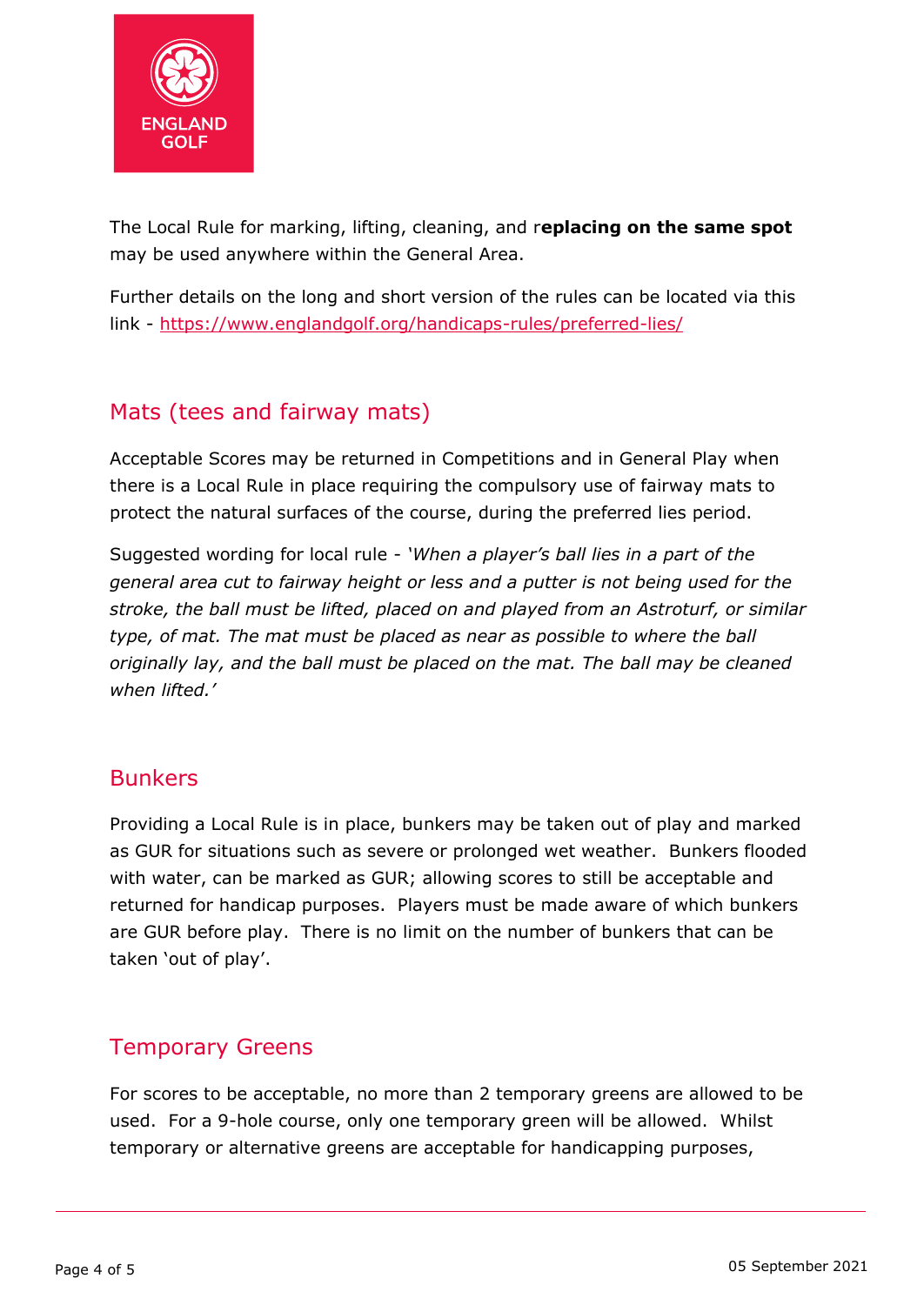The Local Rule for marking, lifting, cleaning, and r**eplacing on the same spot** may be used anywhere within the General Area.

Further details on the long and short version of the rules can be located via this link - [https://www.englandgolf.org/handicaps-rules/preferred-lies/](https://www.englandgolf.org/handicaps-rules/preferred-lies/)

## Mats (tees and fairway mats)

Acceptable Scores may be returned in Competitions and in General Play when there is a Local Rule in place requiring the compulsory use of fairway mats to protect the natural surfaces of the course, during the preferred lies period.

Suggested wording for local rule - *'When a player's ball lies in a part of the general area cut to fairway height or less and a putter is not being used for the stroke, the ball must be lifted, placed on and played from an Astroturf, or similar type, of mat. The mat must be placed as near as possible to where the ball originally lay, and the ball must be placed on the mat. The ball may be cleaned when lifted.'*

## Bunkers

Providing a Local Rule is in place, bunkers may be taken out of play and marked as GUR for situations such as severe or prolonged wet weather. Bunkers flooded with water, can be marked as GUR; allowing scores to still be acceptable and returned for handicap purposes. Players must be made aware of which bunkers are GUR before play. There is no limit on the number of bunkers that can be taken 'out of play'.

## Temporary Greens

For scores to be acceptable, no more than 2 temporary greens are allowed to be used. For a 9-hole course, only one temporary green will be allowed. Whilst temporary or alternative greens are acceptable for handicapping purposes,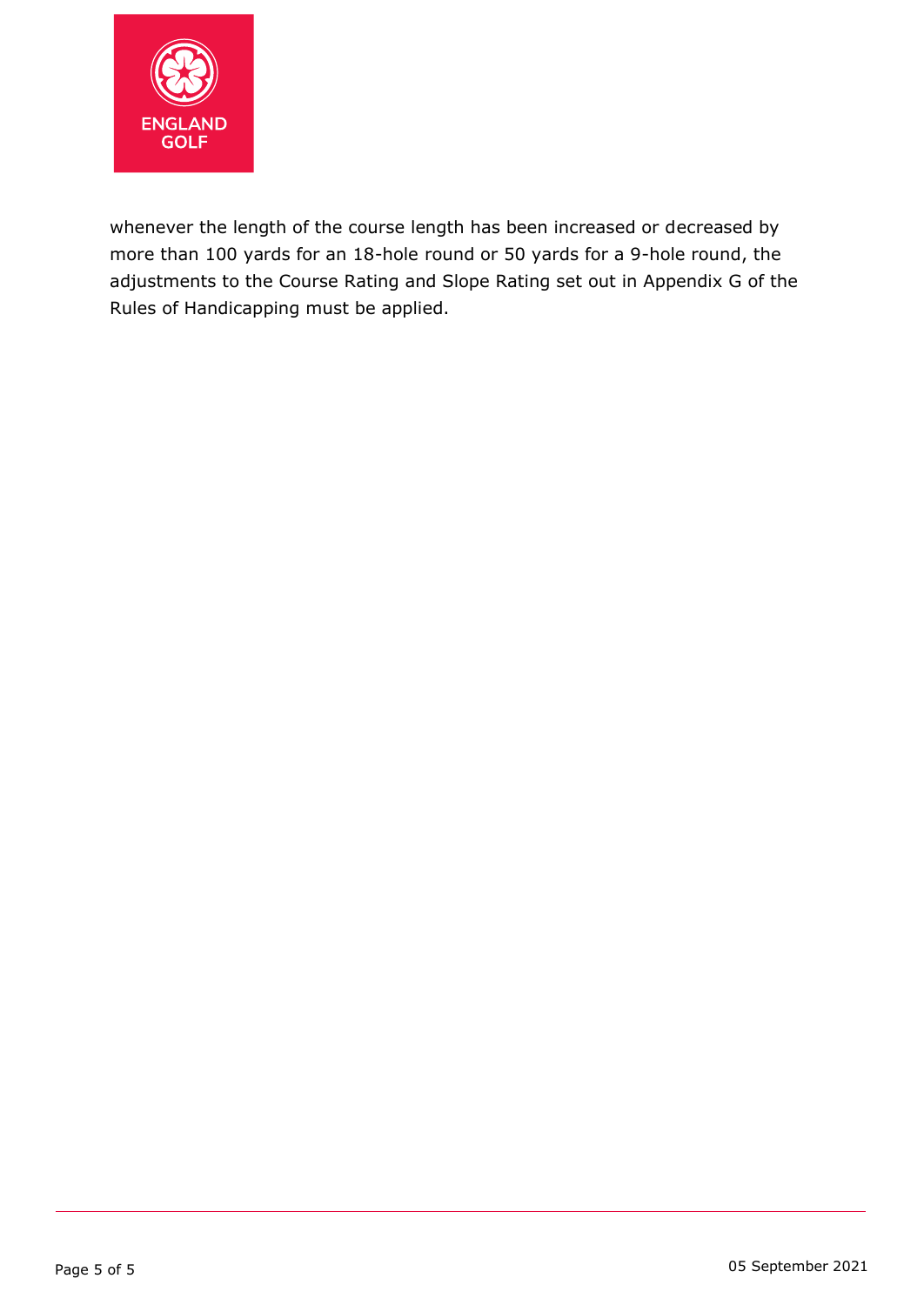whenever the length of the course length has been increased or decreased by more than 100 yards for an 18-hole round or 50 yards for a 9-hole round, the adjustments to the Course Rating and Slope Rating set out in Appendix G of the Rules of Handicapping must be applied.